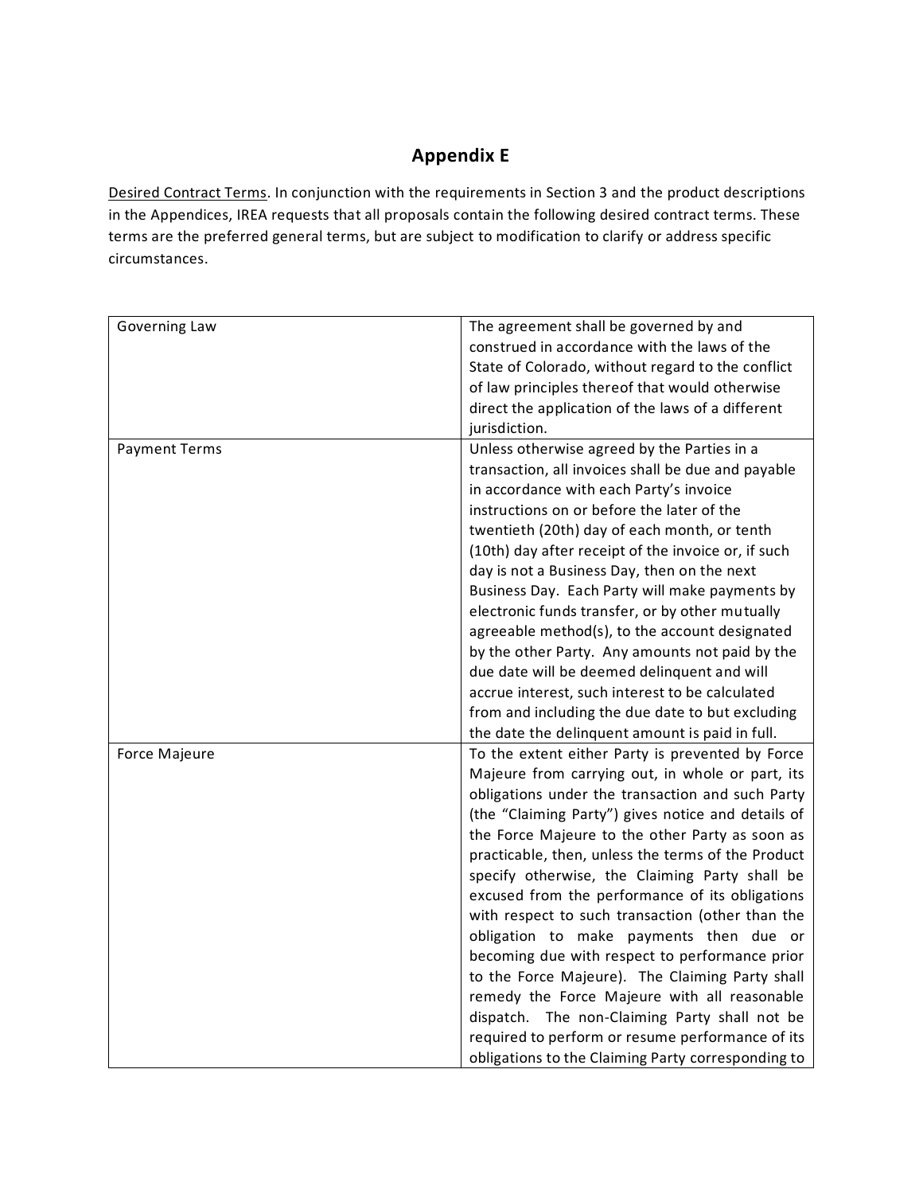# Appendix E

Desired Contract Terms. In conjunction with the requirements in Section 3 and the product descriptions in the Appendices, IREA requests that all proposals contain the following desired contract terms. These terms are the preferred general terms, but are subject to modification to clarify or address specific circumstances.

| | |
|---|---|
| Governing Law | The agreement shall be governed by and construed in accordance with the laws of the State of Colorado, without regard to the conflict of law principles thereof that would otherwise direct the application of the laws of a different jurisdiction. |
| Payment Terms | Unless otherwise agreed by the Parties in a transaction, all invoices shall be due and payable in accordance with each Party's invoice instructions on or before the later of the twentieth (20th) day of each month, or tenth (10th) day after receipt of the invoice or, if such day is not a Business Day, then on the next Business Day. Each Party will make payments by electronic funds transfer, or by other mutually agreeable method(s), to the account designated by the other Party. Any amounts not paid by the due date will be deemed delinquent and will accrue interest, such interest to be calculated from and including the due date to but excluding the date the delinquent amount is paid in full. |
| Force Majeure | To the extent either Party is prevented by Force Majeure from carrying out, in whole or part, its obligations under the transaction and such Party (the "Claiming Party") gives notice and details of the Force Majeure to the other Party as soon as practicable, then, unless the terms of the Product specify otherwise, the Claiming Party shall be excused from the performance of its obligations with respect to such transaction (other than the obligation to make payments then due or becoming due with respect to performance prior to the Force Majeure). The Claiming Party shall remedy the Force Majeure with all reasonable dispatch. The non-Claiming Party shall not be required to perform or resume performance of its obligations to the Claiming Party corresponding to |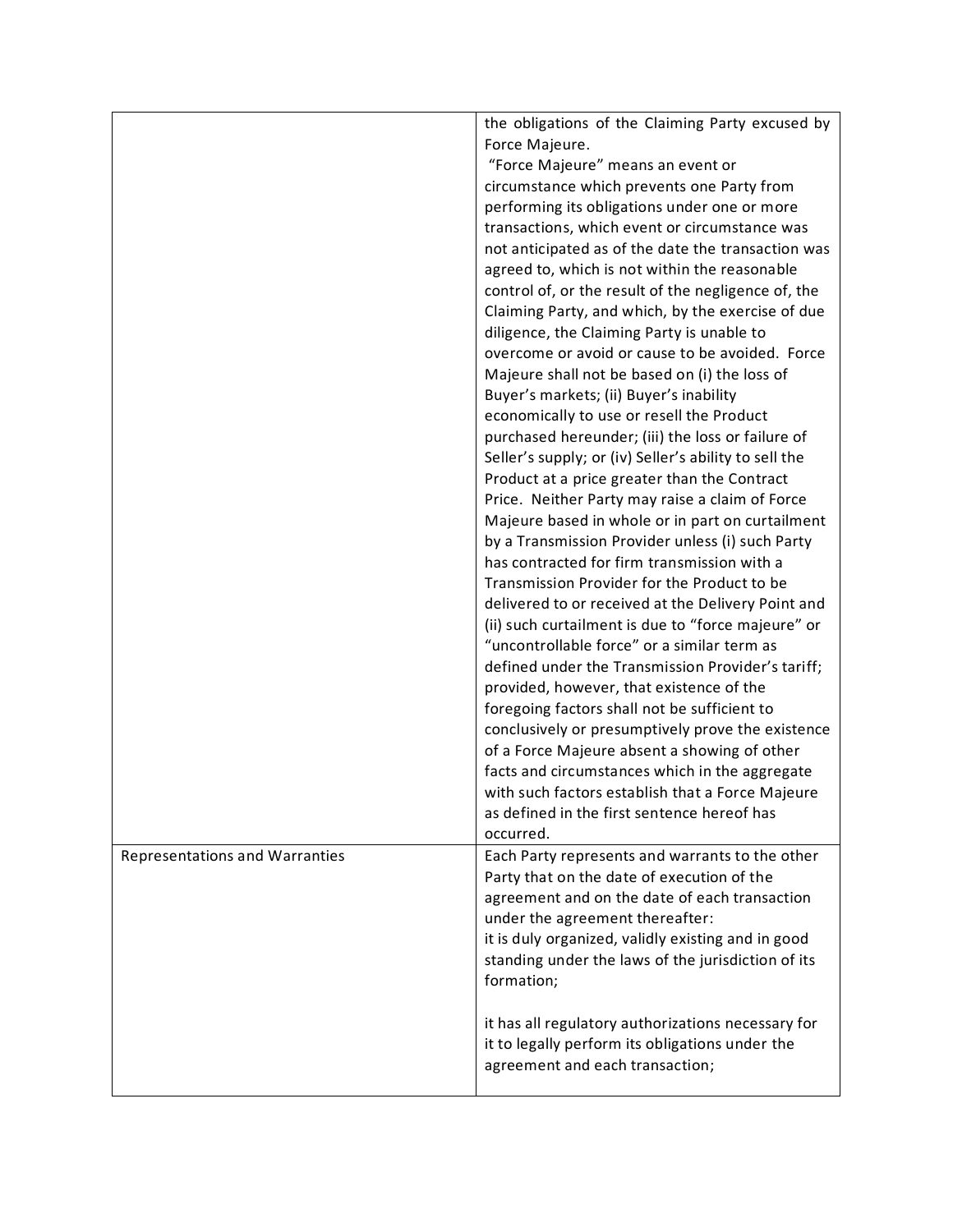| | |
|---|---|
| | the obligations of the Claiming Party excused by Force Majeure.<br>"Force Majeure" means an event or circumstance which prevents one Party from performing its obligations under one or more transactions, which event or circumstance was not anticipated as of the date the transaction was agreed to, which is not within the reasonable control of, or the result of the negligence of, the Claiming Party, and which, by the exercise of due diligence, the Claiming Party is unable to overcome or avoid or cause to be avoided. Force Majeure shall not be based on (i) the loss of Buyer's markets; (ii) Buyer's inability economically to use or resell the Product purchased hereunder; (iii) the loss or failure of Seller's supply; or (iv) Seller's ability to sell the Product at a price greater than the Contract Price. Neither Party may raise a claim of Force Majeure based in whole or in part on curtailment by a Transmission Provider unless (i) such Party has contracted for firm transmission with a Transmission Provider for the Product to be delivered to or received at the Delivery Point and (ii) such curtailment is due to "force majeure" or "uncontrollable force" or a similar term as defined under the Transmission Provider's tariff; provided, however, that existence of the foregoing factors shall not be sufficient to conclusively or presumptively prove the existence of a Force Majeure absent a showing of other facts and circumstances which in the aggregate with such factors establish that a Force Majeure as defined in the first sentence hereof has occurred. |
| Representations and Warranties | Each Party represents and warrants to the other Party that on the date of execution of the agreement and on the date of each transaction under the agreement thereafter:<br>it is duly organized, validly existing and in good standing under the laws of the jurisdiction of its formation;<br><br>it has all regulatory authorizations necessary for it to legally perform its obligations under the agreement and each transaction; |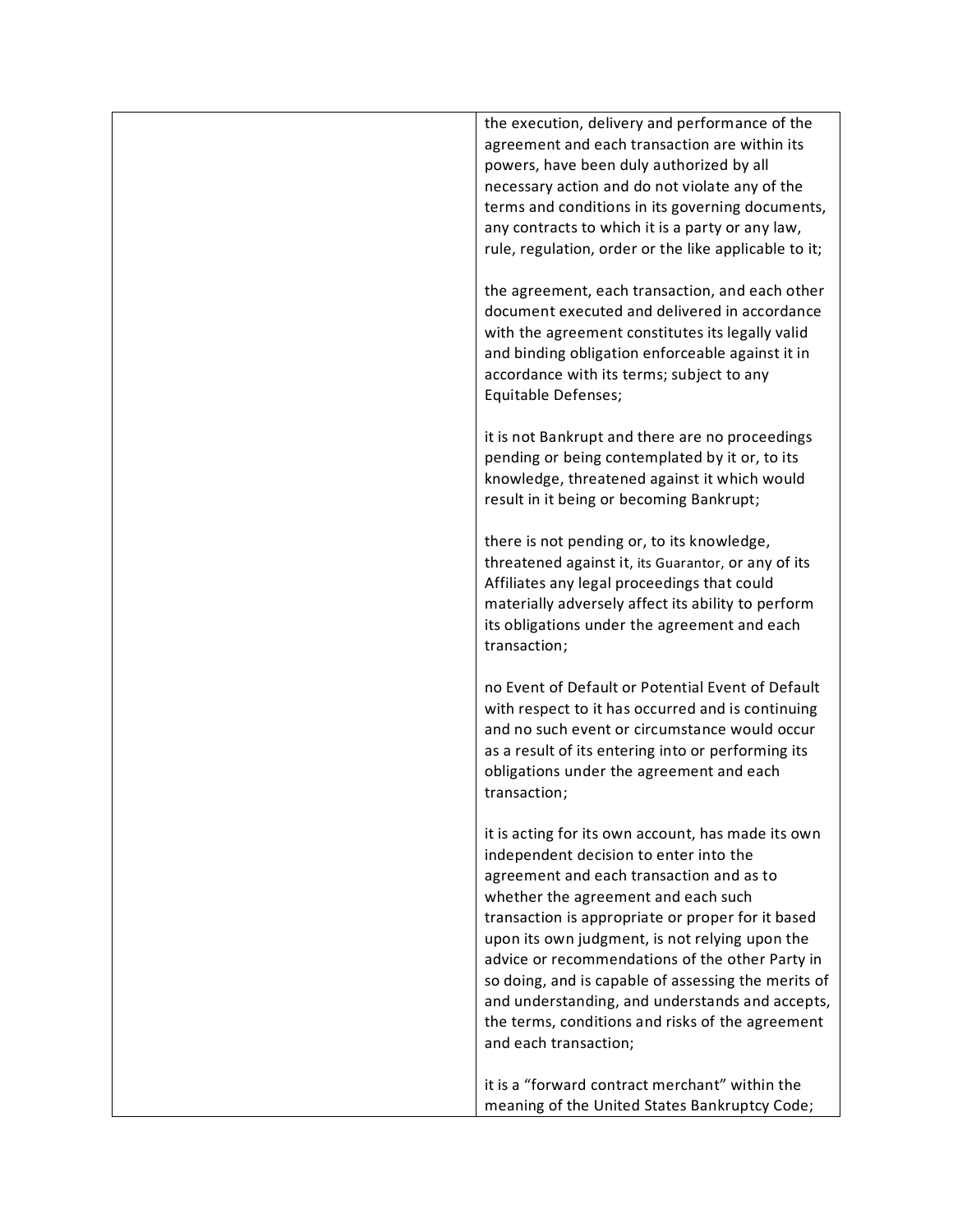| | |
|---|---|
| | the execution, delivery and performance of the agreement and each transaction are within its powers, have been duly authorized by all necessary action and do not violate any of the terms and conditions in its governing documents, any contracts to which it is a party or any law, rule, regulation, order or the like applicable to it;<br><br>the agreement, each transaction, and each other document executed and delivered in accordance with the agreement constitutes its legally valid and binding obligation enforceable against it in accordance with its terms; subject to any Equitable Defenses;<br><br>it is not Bankrupt and there are no proceedings pending or being contemplated by it or, to its knowledge, threatened against it which would result in it being or becoming Bankrupt;<br><br>there is not pending or, to its knowledge, threatened against it, its Guarantor, or any of its Affiliates any legal proceedings that could materially adversely affect its ability to perform its obligations under the agreement and each transaction;<br><br>no Event of Default or Potential Event of Default with respect to it has occurred and is continuing and no such event or circumstance would occur as a result of its entering into or performing its obligations under the agreement and each transaction;<br><br>it is acting for its own account, has made its own independent decision to enter into the agreement and each transaction and as to whether the agreement and each such transaction is appropriate or proper for it based upon its own judgment, is not relying upon the advice or recommendations of the other Party in so doing, and is capable of assessing the merits of and understanding, and understands and accepts, the terms, conditions and risks of the agreement and each transaction;<br><br>it is a "forward contract merchant" within the meaning of the United States Bankruptcy Code; |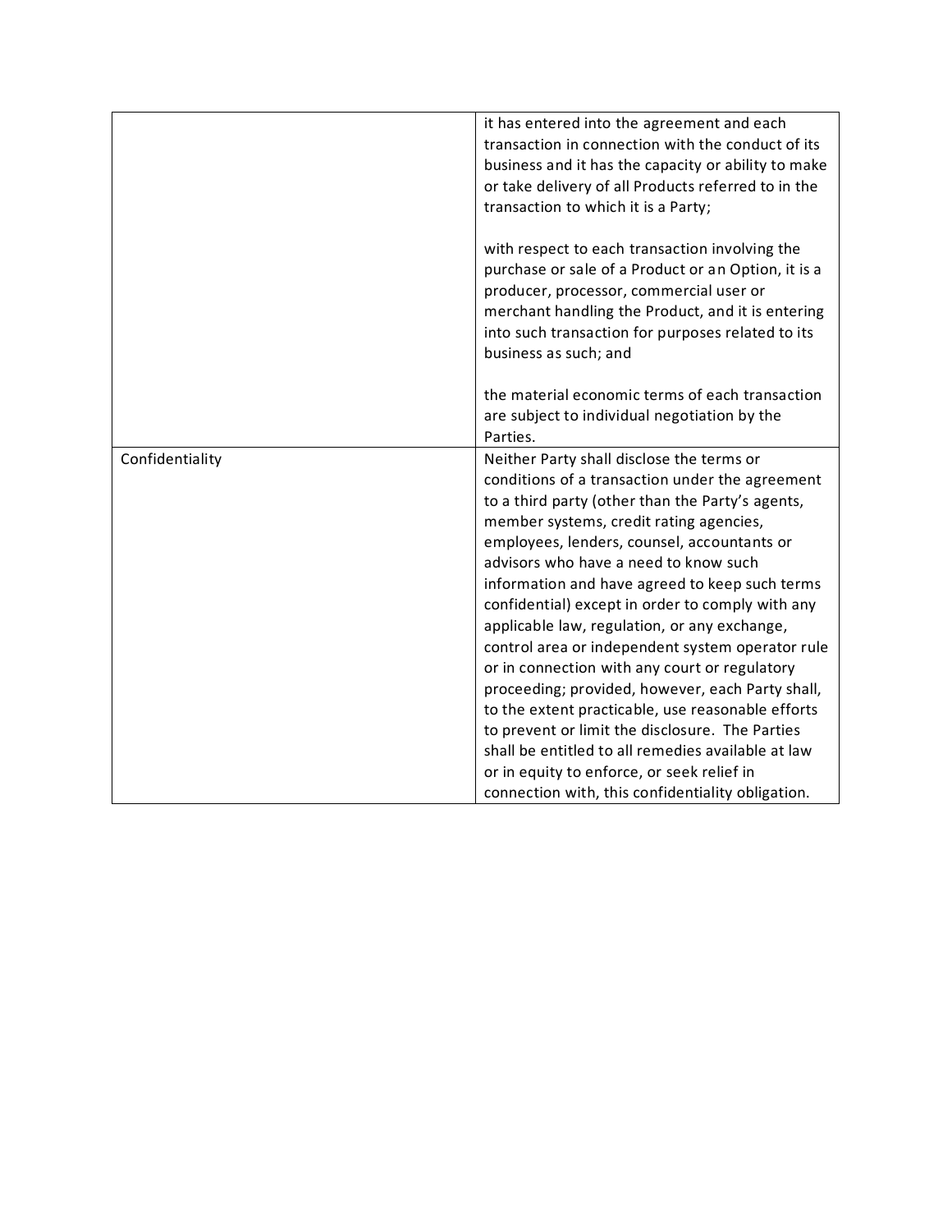| | |
|---|---|
| | it has entered into the agreement and each transaction in connection with the conduct of its business and it has the capacity or ability to make or take delivery of all Products referred to in the transaction to which it is a Party;<br><br>with respect to each transaction involving the purchase or sale of a Product or an Option, it is a producer, processor, commercial user or merchant handling the Product, and it is entering into such transaction for purposes related to its business as such; and<br><br>the material economic terms of each transaction are subject to individual negotiation by the Parties. |
| Confidentiality | Neither Party shall disclose the terms or conditions of a transaction under the agreement to a third party (other than the Party's agents, member systems, credit rating agencies, employees, lenders, counsel, accountants or advisors who have a need to know such information and have agreed to keep such terms confidential) except in order to comply with any applicable law, regulation, or any exchange, control area or independent system operator rule or in connection with any court or regulatory proceeding; provided, however, each Party shall, to the extent practicable, use reasonable efforts to prevent or limit the disclosure. The Parties shall be entitled to all remedies available at law or in equity to enforce, or seek relief in connection with, this confidentiality obligation. |